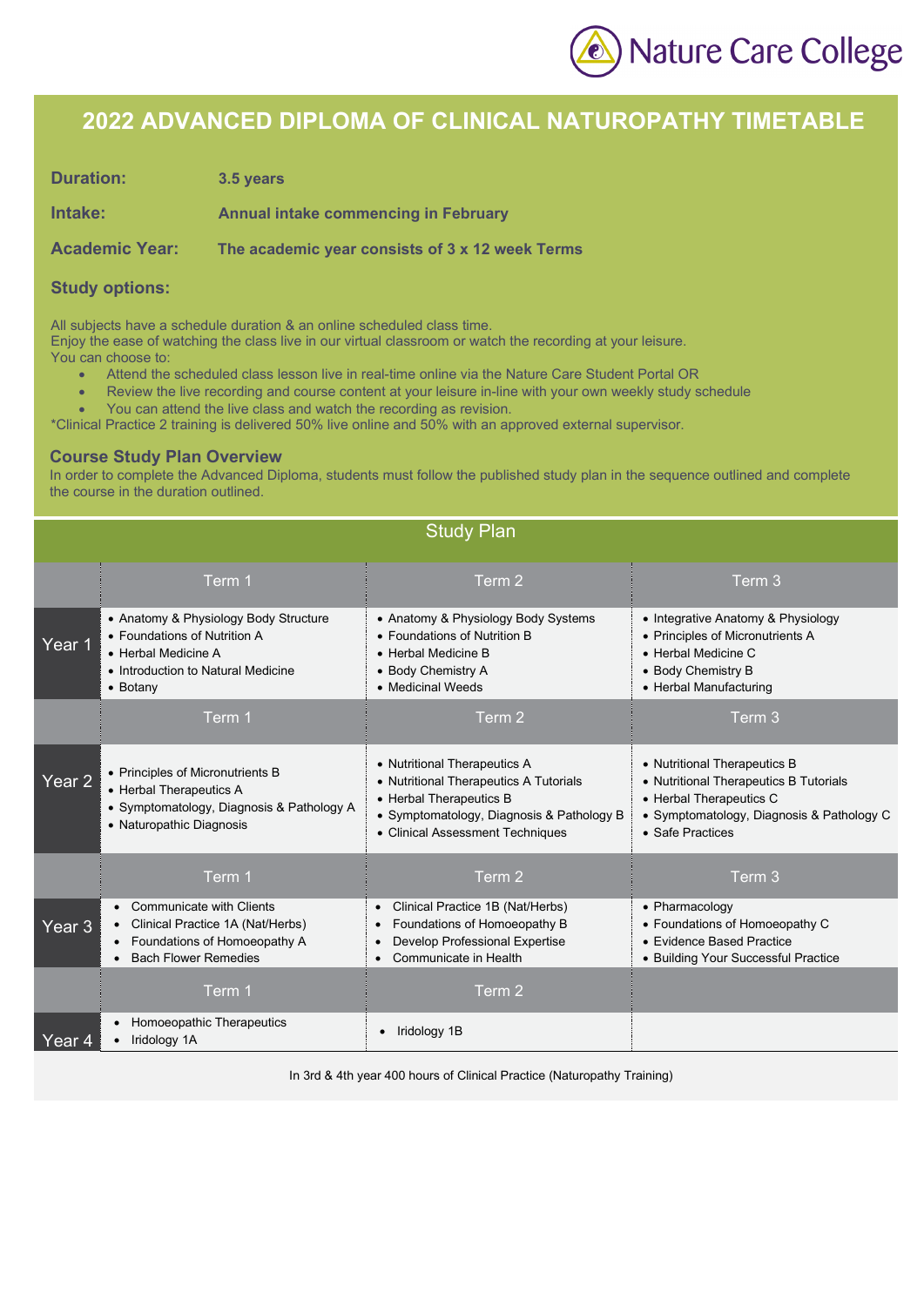Nature Care College

# 2022 ADVANCED DIPLOMA OF CLINICAL NATUROPATHY TIMETABLE

**Duration:** **3.5 years**

**Intake:** **Annual intake commencing in February**

**Academic Year:** **The academic year consists of 3 x 12 week Terms**

**Study options:**

All subjects have a schedule duration & an online scheduled class time.
Enjoy the ease of watching the class live in our virtual classroom or watch the recording at your leisure.
You can choose to:

- Attend the scheduled class lesson live in real-time online via the Nature Care Student Portal OR
- Review the live recording and course content at your leisure in-line with your own weekly study schedule
- You can attend the live class and watch the recording as revision.

*Clinical Practice 2 training is delivered 50% live online and 50% with an approved external supervisor.

## Course Study Plan Overview

In order to complete the Advanced Diploma, students must follow the published study plan in the sequence outlined and complete the course in the duration outlined.

## Study Plan

| | Term 1 | Term 2 | Term 3 |
|---|---|---|---|
| Year 1 | • Anatomy & Physiology Body Structure<br>• Foundations of Nutrition A<br>• Herbal Medicine A<br>• Introduction to Natural Medicine<br>• Botany | • Anatomy & Physiology Body Systems<br>• Foundations of Nutrition B<br>• Herbal Medicine B<br>• Body Chemistry A<br>• Medicinal Weeds | • Integrative Anatomy & Physiology<br>• Principles of Micronutrients A<br>• Herbal Medicine C<br>• Body Chemistry B<br>• Herbal Manufacturing |
| | **Term 1** | **Term 2** | **Term 3** |
| Year 2 | • Principles of Micronutrients B<br>• Herbal Therapeutics A<br>• Symptomatology, Diagnosis & Pathology A<br>• Naturopathic Diagnosis | • Nutritional Therapeutics A<br>• Nutritional Therapeutics A Tutorials<br>• Herbal Therapeutics B<br>• Symptomatology, Diagnosis & Pathology B<br>• Clinical Assessment Techniques | • Nutritional Therapeutics B<br>• Nutritional Therapeutics B Tutorials<br>• Herbal Therapeutics C<br>• Symptomatology, Diagnosis & Pathology C<br>• Safe Practices |
| | **Term 1** | **Term 2** | **Term 3** |
| Year 3 | • Communicate with Clients<br>• Clinical Practice 1A (Nat/Herbs)<br>• Foundations of Homoeopathy A<br>• Bach Flower Remedies | • Clinical Practice 1B (Nat/Herbs)<br>• Foundations of Homoeopathy B<br>• Develop Professional Expertise<br>• Communicate in Health | • Pharmacology<br>• Foundations of Homoeopathy C<br>• Evidence Based Practice<br>• Building Your Successful Practice |
| | **Term 1** | **Term 2** | |
| Year 4 | • Homoeopathic Therapeutics<br>• Iridology 1A | • Iridology 1B | |

In 3rd & 4th year 400 hours of Clinical Practice (Naturopathy Training)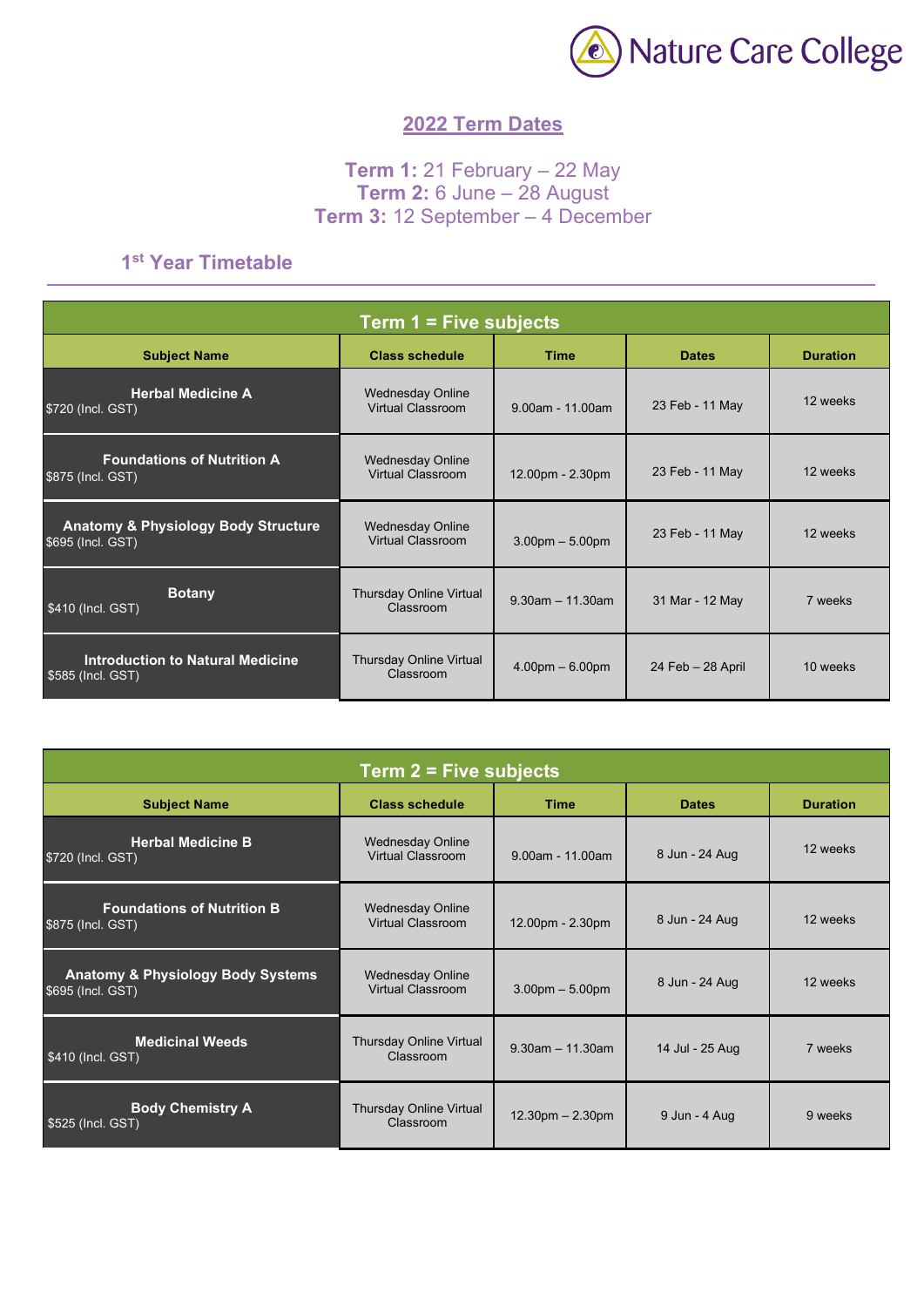Nature Care College

## 2022 Term Dates

**Term 1:** 21 February – 22 May
**Term 2:** 6 June – 28 August
**Term 3:** 12 September – 4 December

### 1st Year Timetable

| Term 1 = Five subjects | | | | |
|---|---|---|---|---|
| **Subject Name** | **Class schedule** | **Time** | **Dates** | **Duration** |
| **Herbal Medicine A** $720 (Incl. GST) | Wednesday Online Virtual Classroom | 9.00am - 11.00am | 23 Feb - 11 May | 12 weeks |
| **Foundations of Nutrition A** $875 (Incl. GST) | Wednesday Online Virtual Classroom | 12.00pm - 2.30pm | 23 Feb - 11 May | 12 weeks |
| **Anatomy & Physiology Body Structure** $695 (Incl. GST) | Wednesday Online Virtual Classroom | 3.00pm – 5.00pm | 23 Feb - 11 May | 12 weeks |
| **Botany** $410 (Incl. GST) | Thursday Online Virtual Classroom | 9.30am – 11.30am | 31 Mar - 12 May | 7 weeks |
| **Introduction to Natural Medicine** $585 (Incl. GST) | Thursday Online Virtual Classroom | 4.00pm – 6.00pm | 24 Feb – 28 April | 10 weeks |

| Term 2 = Five subjects | | | | |
|---|---|---|---|---|
| **Subject Name** | **Class schedule** | **Time** | **Dates** | **Duration** |
| **Herbal Medicine B** $720 (Incl. GST) | Wednesday Online Virtual Classroom | 9.00am - 11.00am | 8 Jun - 24 Aug | 12 weeks |
| **Foundations of Nutrition B** $875 (Incl. GST) | Wednesday Online Virtual Classroom | 12.00pm - 2.30pm | 8 Jun - 24 Aug | 12 weeks |
| **Anatomy & Physiology Body Systems** $695 (Incl. GST) | Wednesday Online Virtual Classroom | 3.00pm – 5.00pm | 8 Jun - 24 Aug | 12 weeks |
| **Medicinal Weeds** $410 (Incl. GST) | Thursday Online Virtual Classroom | 9.30am – 11.30am | 14 Jul - 25 Aug | 7 weeks |
| **Body Chemistry A** $525 (Incl. GST) | Thursday Online Virtual Classroom | 12.30pm – 2.30pm | 9 Jun - 4 Aug | 9 weeks |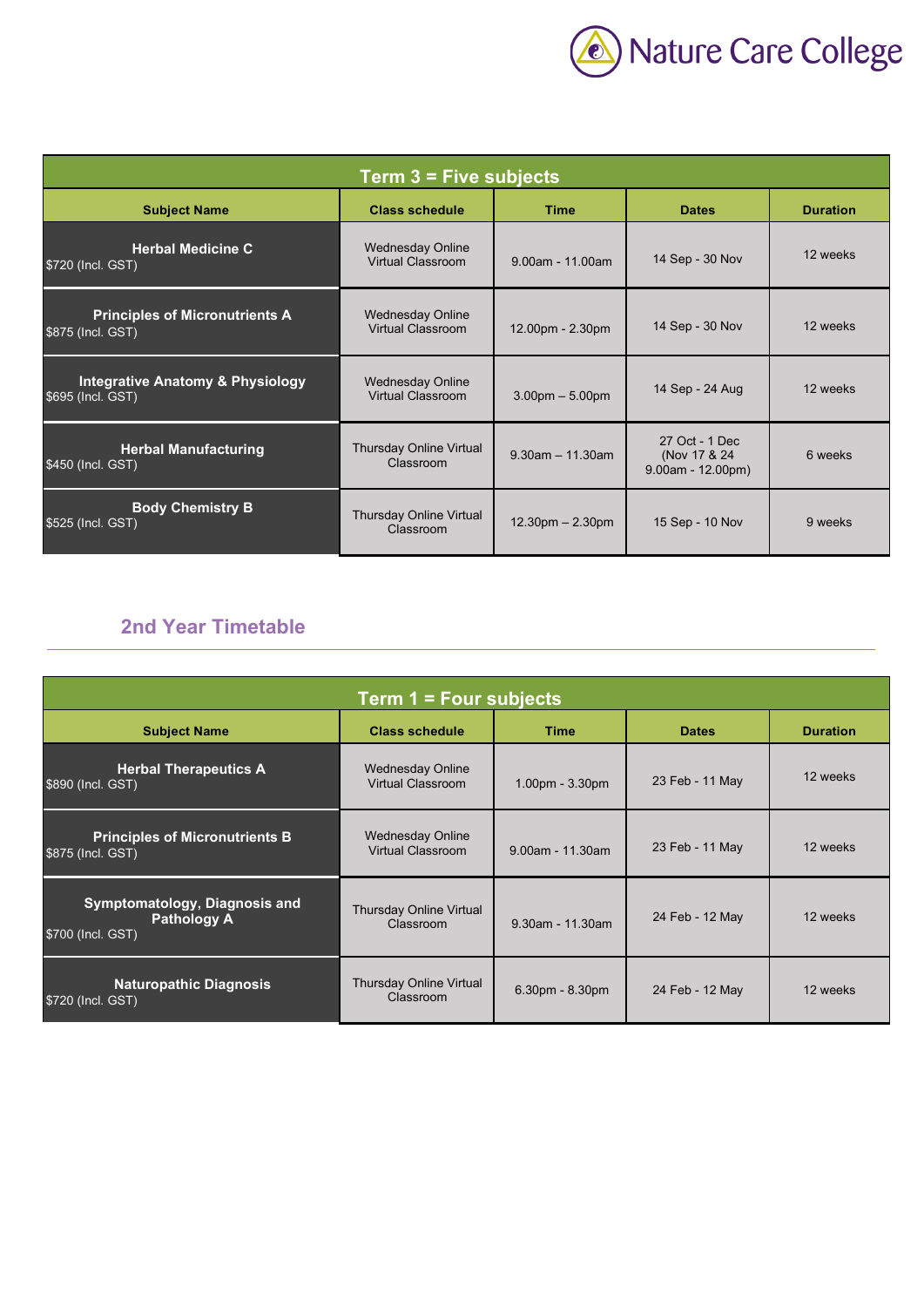| Term 3 = Five subjects | | | | |
|---|---|---|---|---|
| **Subject Name** | **Class schedule** | **Time** | **Dates** | **Duration** |
| **Herbal Medicine C** $720 (Incl. GST) | Wednesday Online Virtual Classroom | 9.00am - 11.00am | 14 Sep - 30 Nov | 12 weeks |
| **Principles of Micronutrients A** $875 (Incl. GST) | Wednesday Online Virtual Classroom | 12.00pm - 2.30pm | 14 Sep - 30 Nov | 12 weeks |
| **Integrative Anatomy & Physiology** $695 (Incl. GST) | Wednesday Online Virtual Classroom | 3.00pm – 5.00pm | 14 Sep - 24 Aug | 12 weeks |
| **Herbal Manufacturing** $450 (Incl. GST) | Thursday Online Virtual Classroom | 9.30am – 11.30am | 27 Oct - 1 Dec (Nov 17 & 24 9.00am - 12.00pm) | 6 weeks |
| **Body Chemistry B** $525 (Incl. GST) | Thursday Online Virtual Classroom | 12.30pm – 2.30pm | 15 Sep - 10 Nov | 9 weeks |

## 2nd Year Timetable

| Term 1 = Four subjects | | | | |
|---|---|---|---|---|
| **Subject Name** | **Class schedule** | **Time** | **Dates** | **Duration** |
| **Herbal Therapeutics A** $890 (Incl. GST) | Wednesday Online Virtual Classroom | 1.00pm - 3.30pm | 23 Feb - 11 May | 12 weeks |
| **Principles of Micronutrients B** $875 (Incl. GST) | Wednesday Online Virtual Classroom | 9.00am - 11.30am | 23 Feb - 11 May | 12 weeks |
| **Symptomatology, Diagnosis and Pathology A** $700 (Incl. GST) | Thursday Online Virtual Classroom | 9.30am - 11.30am | 24 Feb - 12 May | 12 weeks |
| **Naturopathic Diagnosis** $720 (Incl. GST) | Thursday Online Virtual Classroom | 6.30pm - 8.30pm | 24 Feb - 12 May | 12 weeks |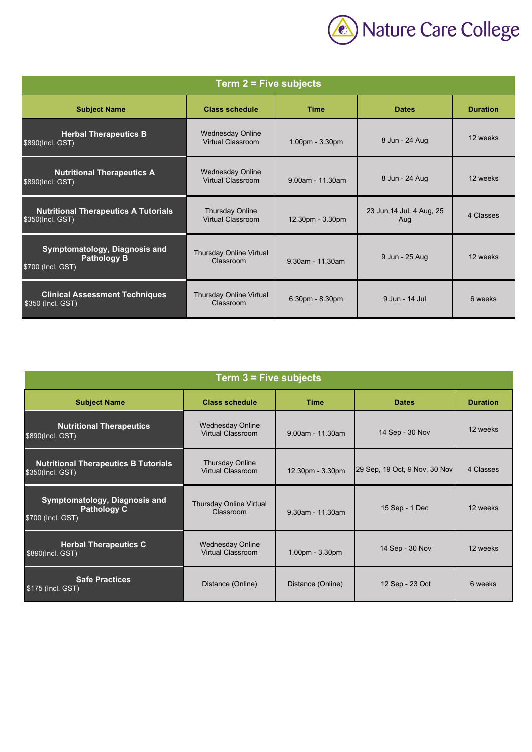Nature Care College

| Term 2 = Five subjects | | | | |
|---|---|---|---|---|
| **Subject Name** | **Class schedule** | **Time** | **Dates** | **Duration** |
| **Herbal Therapeutics B** $890(Incl. GST) | Wednesday Online Virtual Classroom | 1.00pm - 3.30pm | 8 Jun - 24 Aug | 12 weeks |
| **Nutritional Therapeutics A** $890(Incl. GST) | Wednesday Online Virtual Classroom | 9.00am - 11.30am | 8 Jun - 24 Aug | 12 weeks |
| **Nutritional Therapeutics A Tutorials** $350(Incl. GST) | Thursday Online Virtual Classroom | 12.30pm - 3.30pm | 23 Jun,14 Jul, 4 Aug, 25 Aug | 4 Classes |
| **Symptomatology, Diagnosis and Pathology B** $700 (Incl. GST) | Thursday Online Virtual Classroom | 9.30am - 11.30am | 9 Jun - 25 Aug | 12 weeks |
| **Clinical Assessment Techniques** $350 (Incl. GST) | Thursday Online Virtual Classroom | 6.30pm - 8.30pm | 9 Jun - 14 Jul | 6 weeks |

| Term 3 = Five subjects | | | | |
|---|---|---|---|---|
| **Subject Name** | **Class schedule** | **Time** | **Dates** | **Duration** |
| **Nutritional Therapeutics** $890(Incl. GST) | Wednesday Online Virtual Classroom | 9.00am - 11.30am | 14 Sep - 30 Nov | 12 weeks |
| **Nutritional Therapeutics B Tutorials** $350(Incl. GST) | Thursday Online Virtual Classroom | 12.30pm - 3.30pm | 29 Sep, 19 Oct, 9 Nov, 30 Nov | 4 Classes |
| **Symptomatology, Diagnosis and Pathology C** $700 (Incl. GST) | Thursday Online Virtual Classroom | 9.30am - 11.30am | 15 Sep - 1 Dec | 12 weeks |
| **Herbal Therapeutics C** $890(Incl. GST) | Wednesday Online Virtual Classroom | 1.00pm - 3.30pm | 14 Sep - 30 Nov | 12 weeks |
| **Safe Practices** $175 (Incl. GST) | Distance (Online) | Distance (Online) | 12 Sep - 23 Oct | 6 weeks |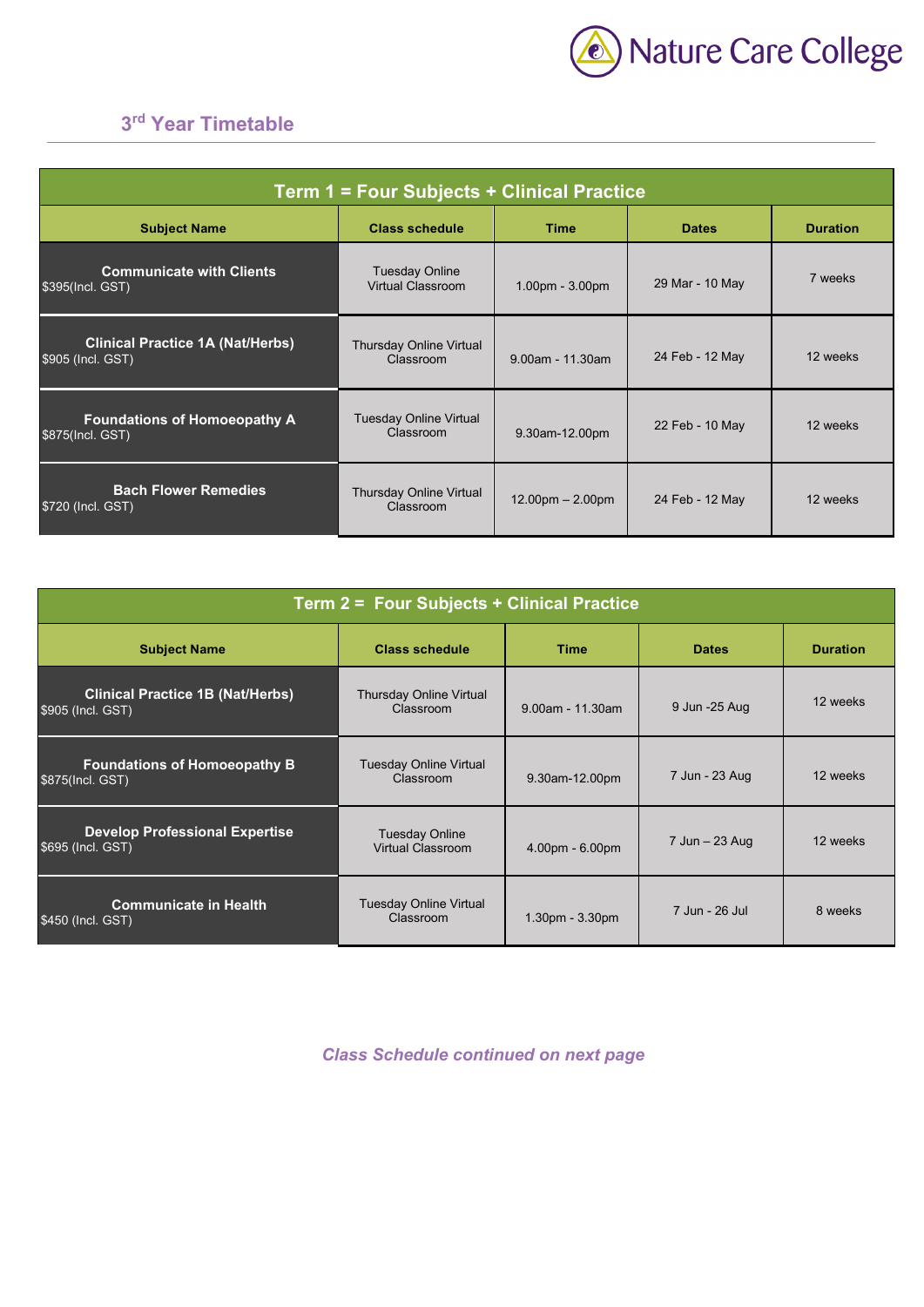## 3rd Year Timetable

| Term 1 = Four Subjects + Clinical Practice | | | | |
|---|---|---|---|---|
| **Subject Name** | **Class schedule** | **Time** | **Dates** | **Duration** |
| **Communicate with Clients** $395(Incl. GST) | Tuesday Online Virtual Classroom | 1.00pm - 3.00pm | 29 Mar - 10 May | 7 weeks |
| **Clinical Practice 1A (Nat/Herbs)** $905 (Incl. GST) | Thursday Online Virtual Classroom | 9.00am - 11.30am | 24 Feb - 12 May | 12 weeks |
| **Foundations of Homoeopathy A** $875(Incl. GST) | Tuesday Online Virtual Classroom | 9.30am-12.00pm | 22 Feb - 10 May | 12 weeks |
| **Bach Flower Remedies** $720 (Incl. GST) | Thursday Online Virtual Classroom | 12.00pm – 2.00pm | 24 Feb - 12 May | 12 weeks |

| Term 2 = Four Subjects + Clinical Practice | | | | |
|---|---|---|---|---|
| **Subject Name** | **Class schedule** | **Time** | **Dates** | **Duration** |
| **Clinical Practice 1B (Nat/Herbs)** $905 (Incl. GST) | Thursday Online Virtual Classroom | 9.00am - 11.30am | 9 Jun -25 Aug | 12 weeks |
| **Foundations of Homoeopathy B** $875(Incl. GST) | Tuesday Online Virtual Classroom | 9.30am-12.00pm | 7 Jun - 23 Aug | 12 weeks |
| **Develop Professional Expertise** $695 (Incl. GST) | Tuesday Online Virtual Classroom | 4.00pm - 6.00pm | 7 Jun – 23 Aug | 12 weeks |
| **Communicate in Health** $450 (Incl. GST) | Tuesday Online Virtual Classroom | 1.30pm - 3.30pm | 7 Jun - 26 Jul | 8 weeks |

***Class Schedule continued on next page***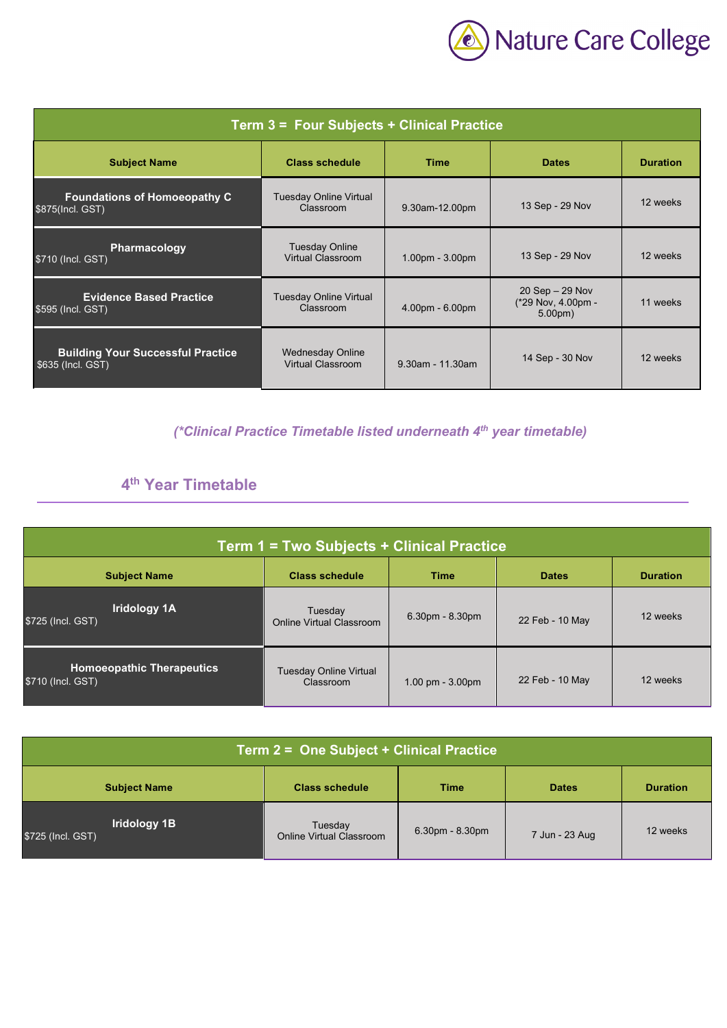| Term 3 = Four Subjects + Clinical Practice | | | | |
|---|---|---|---|---|
| **Subject Name** | **Class schedule** | **Time** | **Dates** | **Duration** |
| **Foundations of Homoeopathy C** $875(Incl. GST) | Tuesday Online Virtual Classroom | 9.30am-12.00pm | 13 Sep - 29 Nov | 12 weeks |
| **Pharmacology** $710 (Incl. GST) | Tuesday Online Virtual Classroom | 1.00pm - 3.00pm | 13 Sep - 29 Nov | 12 weeks |
| **Evidence Based Practice** $595 (Incl. GST) | Tuesday Online Virtual Classroom | 4.00pm - 6.00pm | 20 Sep – 29 Nov (*29 Nov, 4.00pm - 5.00pm) | 11 weeks |
| **Building Your Successful Practice** $635 (Incl. GST) | Wednesday Online Virtual Classroom | 9.30am - 11.30am | 14 Sep - 30 Nov | 12 weeks |

*(*Clinical Practice Timetable listed underneath 4th year timetable)*

## 4th Year Timetable

| Term 1 = Two Subjects + Clinical Practice | | | | |
|---|---|---|---|---|
| **Subject Name** | **Class schedule** | **Time** | **Dates** | **Duration** |
| **Iridology 1A** $725 (Incl. GST) | Tuesday Online Virtual Classroom | 6.30pm - 8.30pm | 22 Feb - 10 May | 12 weeks |
| **Homoeopathic Therapeutics** $710 (Incl. GST) | Tuesday Online Virtual Classroom | 1.00 pm - 3.00pm | 22 Feb - 10 May | 12 weeks |

| Term 2 = One Subject + Clinical Practice | | | | |
|---|---|---|---|---|
| **Subject Name** | **Class schedule** | **Time** | **Dates** | **Duration** |
| **Iridology 1B** $725 (Incl. GST) | Tuesday Online Virtual Classroom | 6.30pm - 8.30pm | 7 Jun - 23 Aug | 12 weeks |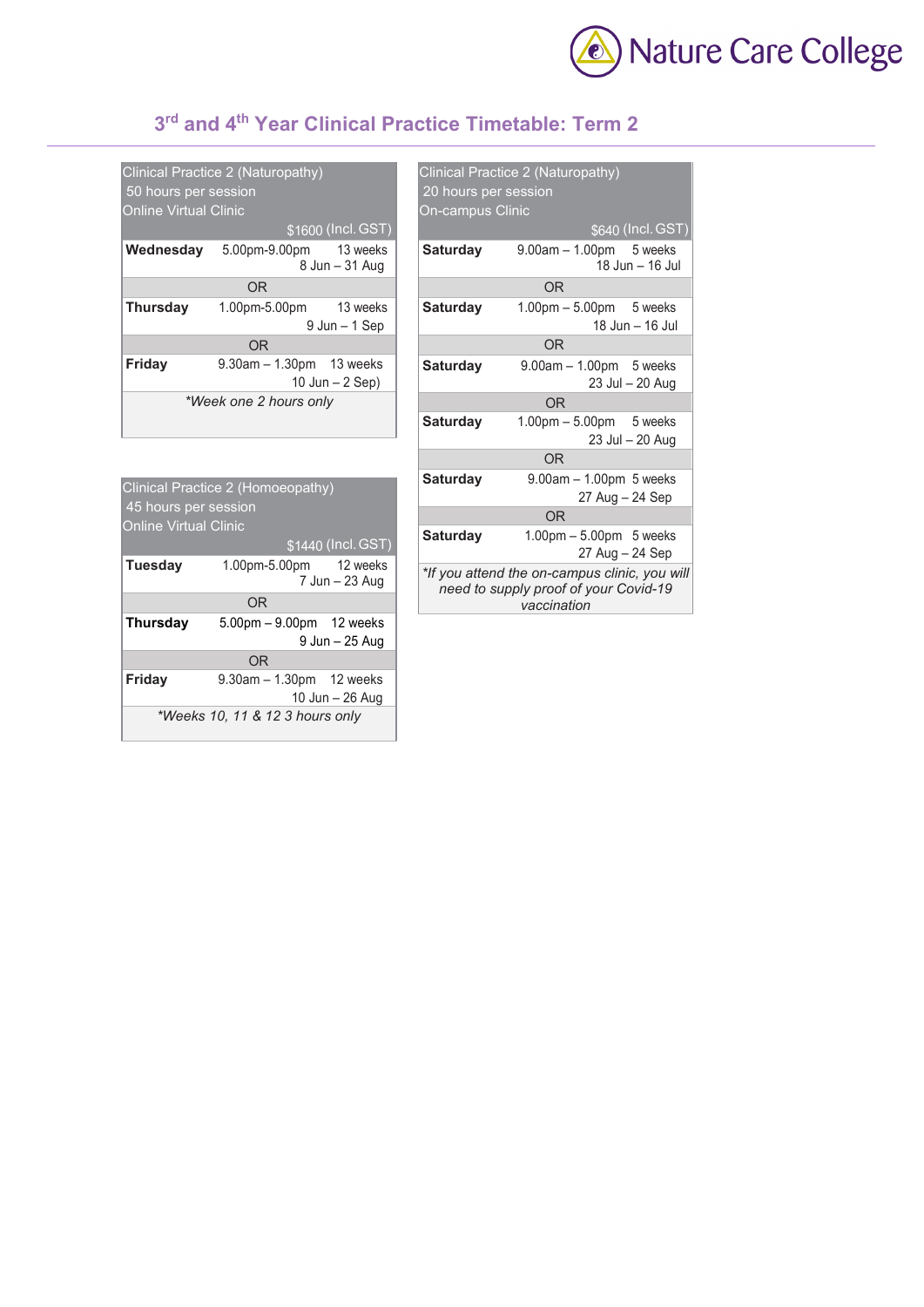Nature Care College

## 3rd and 4th Year Clinical Practice Timetable: Term 2

| Clinical Practice 2 (Naturopathy)<br>50 hours per session<br>Online Virtual Clinic<br>$1600 (Incl. GST) | | |
|---|---|---|
| **Wednesday** | 5.00pm-9.00pm | 13 weeks<br>8 Jun – 31 Aug |
| OR | | |
| **Thursday** | 1.00pm-5.00pm | 13 weeks<br>9 Jun – 1 Sep |
| OR | | |
| **Friday** | 9.30am – 1.30pm | 13 weeks<br>10 Jun – 2 Sep) |
| *Week one 2 hours only* | | |

| Clinical Practice 2 (Homoeopathy)<br>45 hours per session<br>Online Virtual Clinic<br>$1440 (Incl. GST) | | |
|---|---|---|
| **Tuesday** | 1.00pm-5.00pm | 12 weeks<br>7 Jun – 23 Aug |
| OR | | |
| **Thursday** | 5.00pm – 9.00pm | 12 weeks<br>9 Jun – 25 Aug |
| OR | | |
| **Friday** | 9.30am – 1.30pm | 12 weeks<br>10 Jun – 26 Aug |
| *Weeks 10, 11 & 12 3 hours only* | | |

| Clinical Practice 2 (Naturopathy)<br>20 hours per session<br>On-campus Clinic<br>$640 (Incl. GST) | | |
|---|---|---|
| **Saturday** | 9.00am – 1.00pm | 5 weeks<br>18 Jun – 16 Jul |
| OR | | |
| **Saturday** | 1.00pm – 5.00pm | 5 weeks<br>18 Jun – 16 Jul |
| OR | | |
| **Saturday** | 9.00am – 1.00pm | 5 weeks<br>23 Jul – 20 Aug |
| OR | | |
| **Saturday** | 1.00pm – 5.00pm | 5 weeks<br>23 Jul – 20 Aug |
| OR | | |
| **Saturday** | 9.00am – 1.00pm | 5 weeks<br>27 Aug – 24 Sep |
| OR | | |
| **Saturday** | 1.00pm – 5.00pm | 5 weeks<br>27 Aug – 24 Sep |
| *If you attend the on-campus clinic, you will need to supply proof of your Covid-19 vaccination* | | |